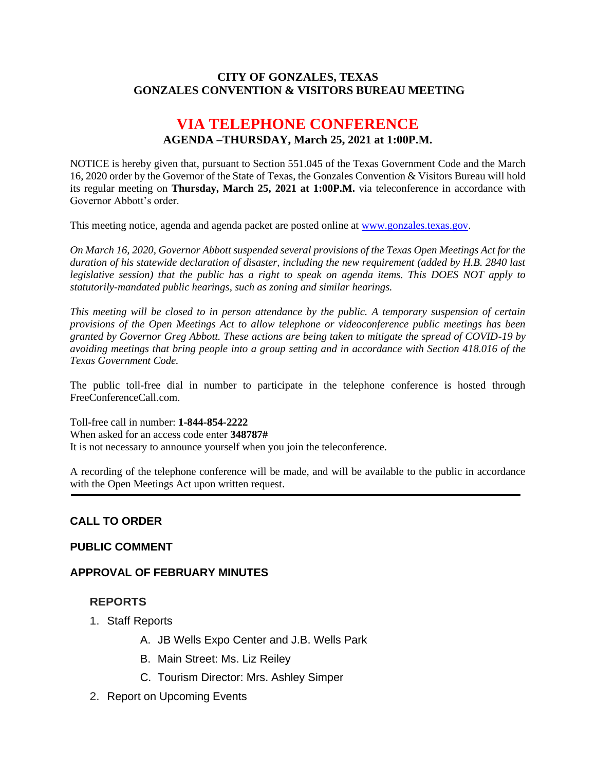# CITY OF GONZALES, TEXAS
# GONZALES CONVENTION & VISITORS BUREAU MEETING

## VIA TELEPHONE CONFERENCE

### AGENDA –THURSDAY, March 25, 2021 at 1:00P.M.

NOTICE is hereby given that, pursuant to Section 551.045 of the Texas Government Code and the March 16, 2020 order by the Governor of the State of Texas, the Gonzales Convention & Visitors Bureau will hold its regular meeting on **Thursday, March 25, 2021 at 1:00P.M.** via teleconference in accordance with Governor Abbott's order.

This meeting notice, agenda and agenda packet are posted online at [www.gonzales.texas.gov](www.gonzales.texas.gov).

*On March 16, 2020, Governor Abbott suspended several provisions of the Texas Open Meetings Act for the duration of his statewide declaration of disaster, including the new requirement (added by H.B. 2840 last legislative session) that the public has a right to speak on agenda items. This DOES NOT apply to statutorily-mandated public hearings, such as zoning and similar hearings.*

*This meeting will be closed to in person attendance by the public. A temporary suspension of certain provisions of the Open Meetings Act to allow telephone or videoconference public meetings has been granted by Governor Greg Abbott. These actions are being taken to mitigate the spread of COVID-19 by avoiding meetings that bring people into a group setting and in accordance with Section 418.016 of the Texas Government Code.*

The public toll-free dial in number to participate in the telephone conference is hosted through FreeConferenceCall.com.

Toll-free call in number: **1-844-854-2222**
When asked for an access code enter **348787#**
It is not necessary to announce yourself when you join the teleconference.

A recording of the telephone conference will be made, and will be available to the public in accordance with the Open Meetings Act upon written request.

---

**CALL TO ORDER**

**PUBLIC COMMENT**

**APPROVAL OF FEBRUARY MINUTES**

**REPORTS**

1. Staff Reports
   A. JB Wells Expo Center and J.B. Wells Park
   B. Main Street: Ms. Liz Reiley
   C. Tourism Director: Mrs. Ashley Simper
2. Report on Upcoming Events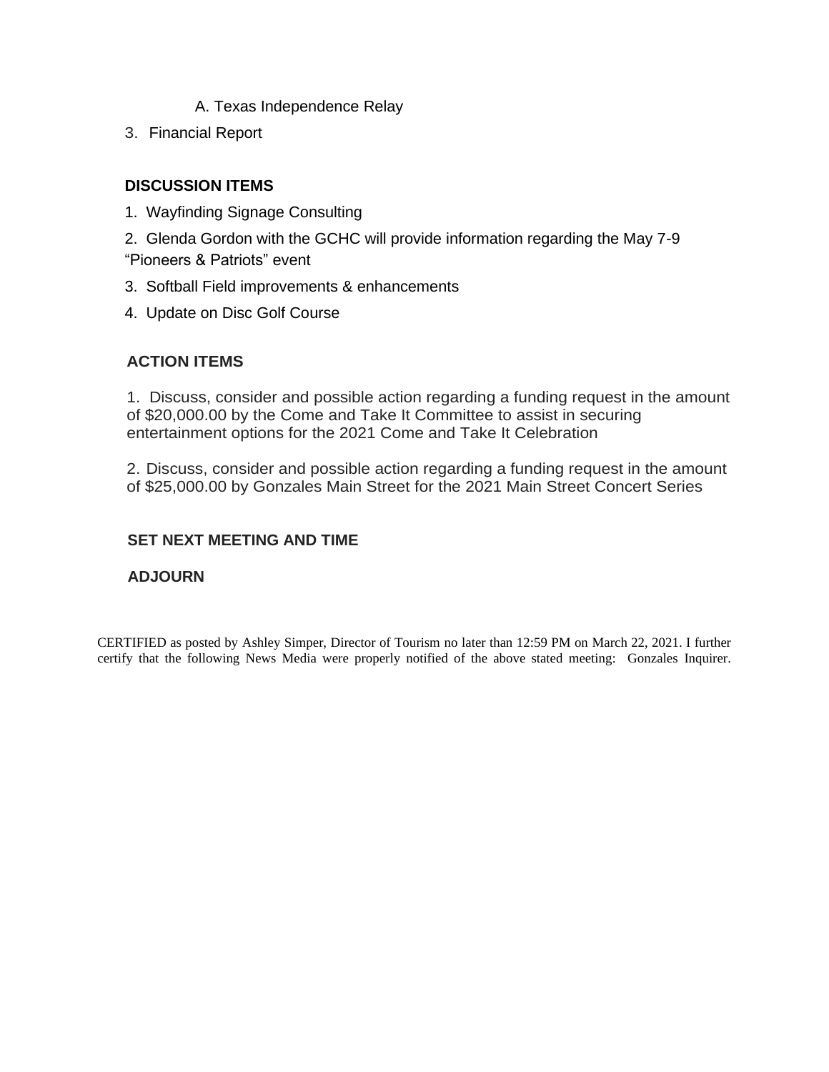A. Texas Independence Relay

3. Financial Report

## DISCUSSION ITEMS

1. Wayfinding Signage Consulting
2. Glenda Gordon with the GCHC will provide information regarding the May 7-9 "Pioneers & Patriots" event
3. Softball Field improvements & enhancements
4. Update on Disc Golf Course

## ACTION ITEMS

1. Discuss, consider and possible action regarding a funding request in the amount of $20,000.00 by the Come and Take It Committee to assist in securing entertainment options for the 2021 Come and Take It Celebration

2. Discuss, consider and possible action regarding a funding request in the amount of $25,000.00 by Gonzales Main Street for the 2021 Main Street Concert Series

## SET NEXT MEETING AND TIME

## ADJOURN

CERTIFIED as posted by Ashley Simper, Director of Tourism no later than 12:59 PM on March 22, 2021. I further certify that the following News Media were properly notified of the above stated meeting: Gonzales Inquirer.